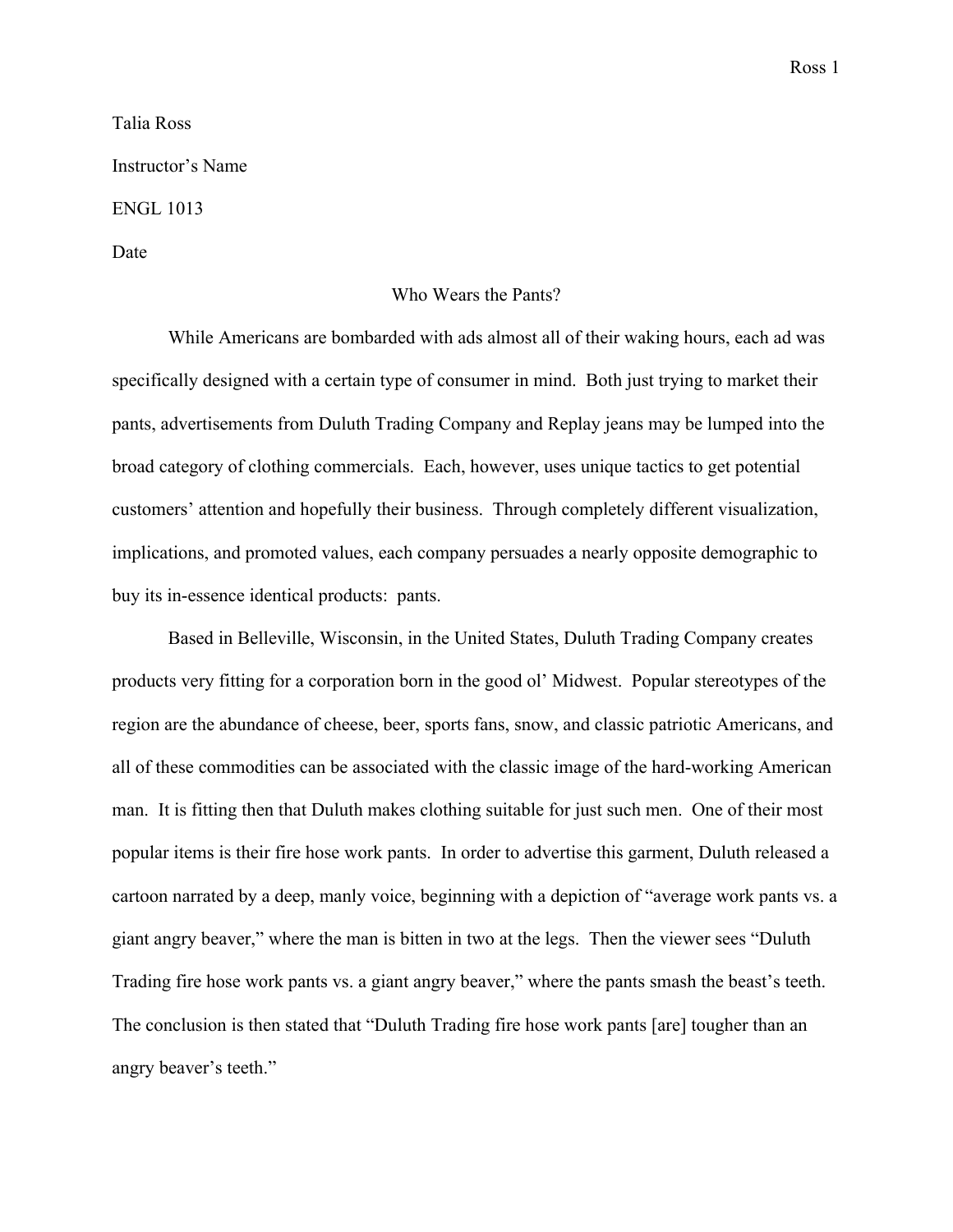Talia Ross

Instructor's Name

ENGL 1013

Date

# Who Wears the Pants?

While Americans are bombarded with ads almost all of their waking hours, each ad was specifically designed with a certain type of consumer in mind. Both just trying to market their pants, advertisements from Duluth Trading Company and Replay jeans may be lumped into the broad category of clothing commercials. Each, however, uses unique tactics to get potential customers' attention and hopefully their business. Through completely different visualization, implications, and promoted values, each company persuades a nearly opposite demographic to buy its in-essence identical products: pants.

Based in Belleville, Wisconsin, in the United States, Duluth Trading Company creates products very fitting for a corporation born in the good ol' Midwest. Popular stereotypes of the region are the abundance of cheese, beer, sports fans, snow, and classic patriotic Americans, and all of these commodities can be associated with the classic image of the hard-working American man. It is fitting then that Duluth makes clothing suitable for just such men. One of their most popular items is their fire hose work pants. In order to advertise this garment, Duluth released a cartoon narrated by a deep, manly voice, beginning with a depiction of "average work pants vs. a giant angry beaver," where the man is bitten in two at the legs. Then the viewer sees "Duluth Trading fire hose work pants vs. a giant angry beaver," where the pants smash the beast's teeth. The conclusion is then stated that "Duluth Trading fire hose work pants [are] tougher than an angry beaver's teeth."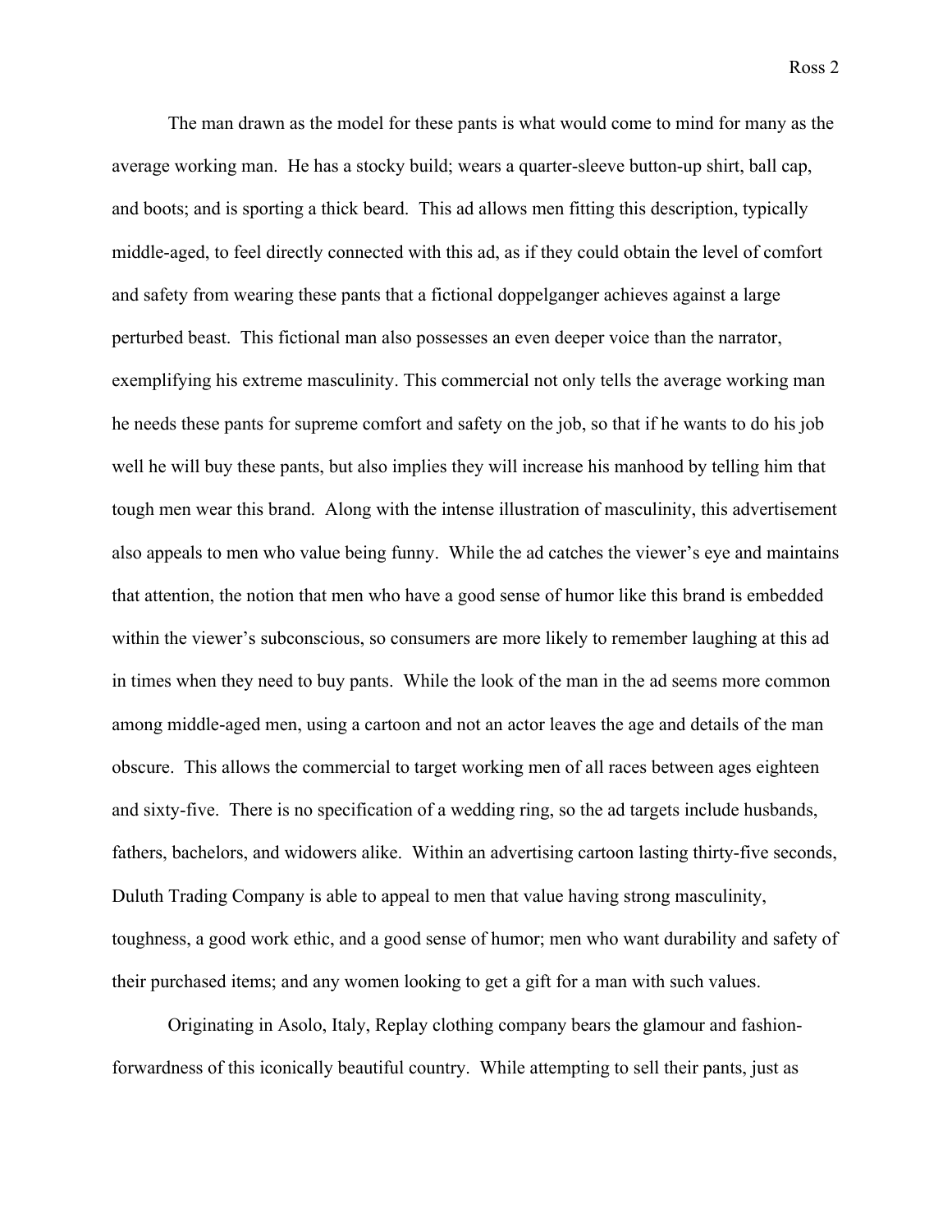The man drawn as the model for these pants is what would come to mind for many as the average working man. He has a stocky build; wears a quarter-sleeve button-up shirt, ball cap, and boots; and is sporting a thick beard. This ad allows men fitting this description, typically middle-aged, to feel directly connected with this ad, as if they could obtain the level of comfort and safety from wearing these pants that a fictional doppelganger achieves against a large perturbed beast. This fictional man also possesses an even deeper voice than the narrator, exemplifying his extreme masculinity. This commercial not only tells the average working man he needs these pants for supreme comfort and safety on the job, so that if he wants to do his job well he will buy these pants, but also implies they will increase his manhood by telling him that tough men wear this brand. Along with the intense illustration of masculinity, this advertisement also appeals to men who value being funny. While the ad catches the viewer's eye and maintains that attention, the notion that men who have a good sense of humor like this brand is embedded within the viewer's subconscious, so consumers are more likely to remember laughing at this ad in times when they need to buy pants. While the look of the man in the ad seems more common among middle-aged men, using a cartoon and not an actor leaves the age and details of the man obscure. This allows the commercial to target working men of all races between ages eighteen and sixty-five. There is no specification of a wedding ring, so the ad targets include husbands, fathers, bachelors, and widowers alike. Within an advertising cartoon lasting thirty-five seconds, Duluth Trading Company is able to appeal to men that value having strong masculinity, toughness, a good work ethic, and a good sense of humor; men who want durability and safety of their purchased items; and any women looking to get a gift for a man with such values.

Originating in Asolo, Italy, Replay clothing company bears the glamour and fashion-forwardness of this iconically beautiful country. While attempting to sell their pants, just as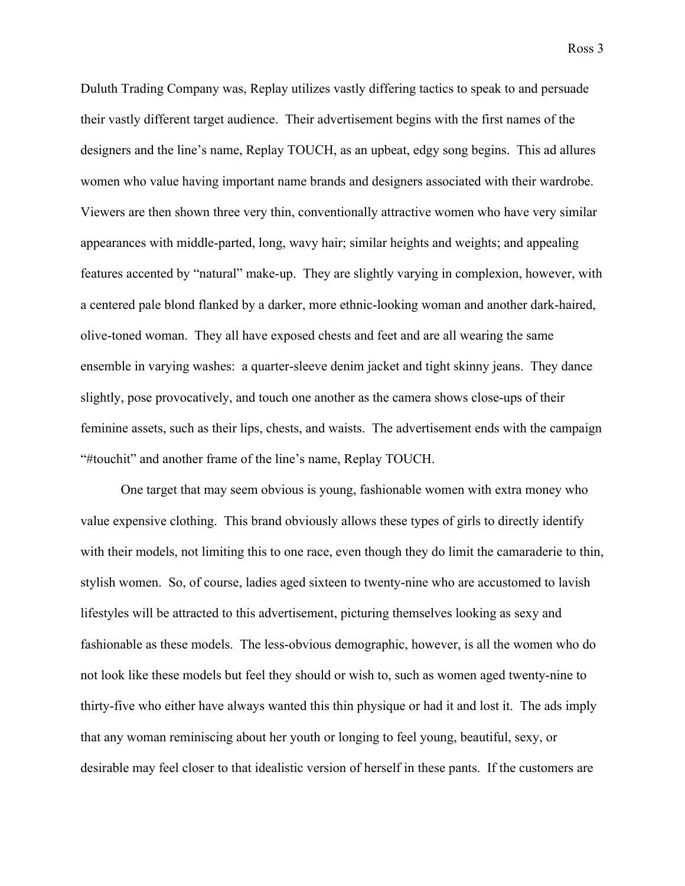Duluth Trading Company was, Replay utilizes vastly differing tactics to speak to and persuade their vastly different target audience. Their advertisement begins with the first names of the designers and the line's name, Replay TOUCH, as an upbeat, edgy song begins. This ad allures women who value having important name brands and designers associated with their wardrobe. Viewers are then shown three very thin, conventionally attractive women who have very similar appearances with middle-parted, long, wavy hair; similar heights and weights; and appealing features accented by "natural" make-up. They are slightly varying in complexion, however, with a centered pale blond flanked by a darker, more ethnic-looking woman and another dark-haired, olive-toned woman. They all have exposed chests and feet and are all wearing the same ensemble in varying washes: a quarter-sleeve denim jacket and tight skinny jeans. They dance slightly, pose provocatively, and touch one another as the camera shows close-ups of their feminine assets, such as their lips, chests, and waists. The advertisement ends with the campaign "#touchit" and another frame of the line's name, Replay TOUCH.

One target that may seem obvious is young, fashionable women with extra money who value expensive clothing. This brand obviously allows these types of girls to directly identify with their models, not limiting this to one race, even though they do limit the camaraderie to thin, stylish women. So, of course, ladies aged sixteen to twenty-nine who are accustomed to lavish lifestyles will be attracted to this advertisement, picturing themselves looking as sexy and fashionable as these models. The less-obvious demographic, however, is all the women who do not look like these models but feel they should or wish to, such as women aged twenty-nine to thirty-five who either have always wanted this thin physique or had it and lost it. The ads imply that any woman reminiscing about her youth or longing to feel young, beautiful, sexy, or desirable may feel closer to that idealistic version of herself in these pants. If the customers are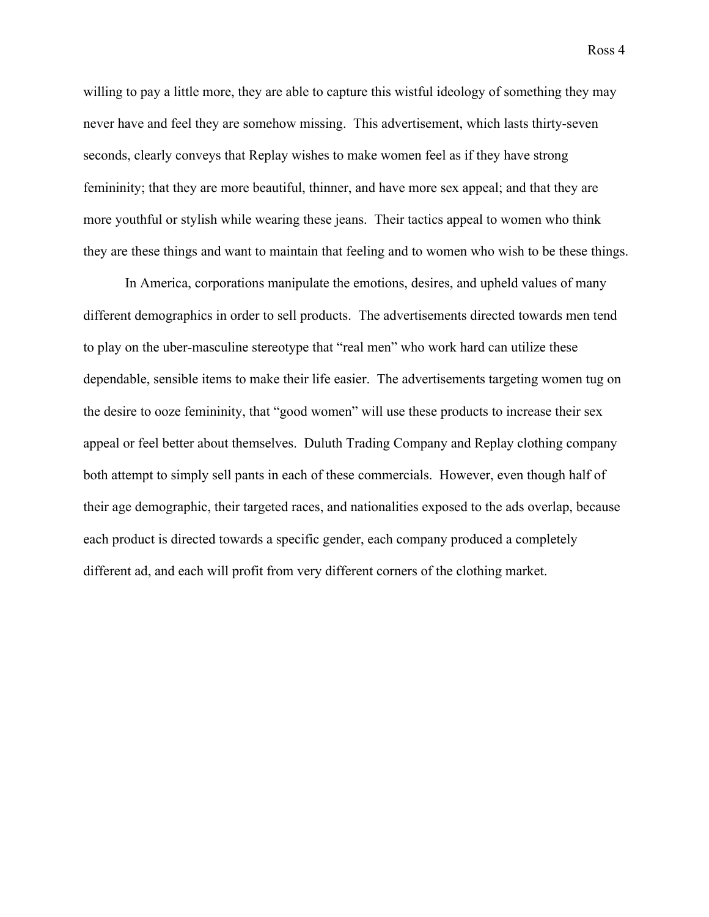willing to pay a little more, they are able to capture this wistful ideology of something they may never have and feel they are somehow missing. This advertisement, which lasts thirty-seven seconds, clearly conveys that Replay wishes to make women feel as if they have strong femininity; that they are more beautiful, thinner, and have more sex appeal; and that they are more youthful or stylish while wearing these jeans. Their tactics appeal to women who think they are these things and want to maintain that feeling and to women who wish to be these things.

In America, corporations manipulate the emotions, desires, and upheld values of many different demographics in order to sell products. The advertisements directed towards men tend to play on the uber-masculine stereotype that "real men" who work hard can utilize these dependable, sensible items to make their life easier. The advertisements targeting women tug on the desire to ooze femininity, that "good women" will use these products to increase their sex appeal or feel better about themselves. Duluth Trading Company and Replay clothing company both attempt to simply sell pants in each of these commercials. However, even though half of their age demographic, their targeted races, and nationalities exposed to the ads overlap, because each product is directed towards a specific gender, each company produced a completely different ad, and each will profit from very different corners of the clothing market.